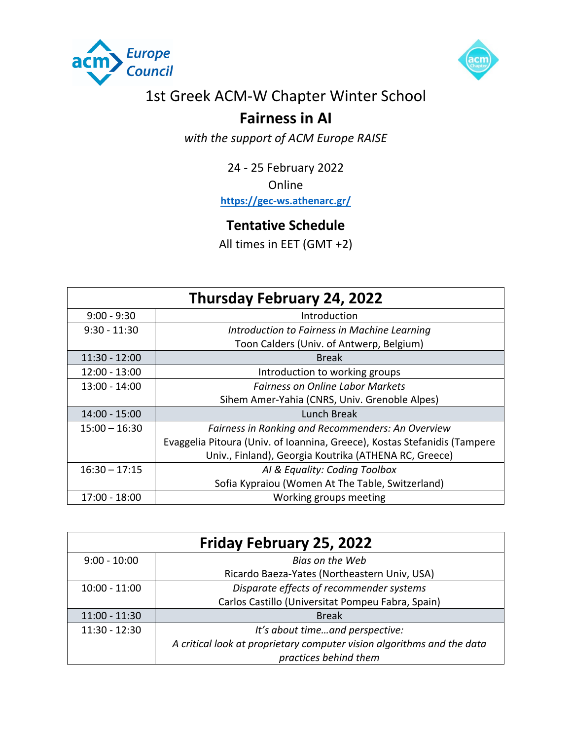1st Greek ACM-W Chapter Winter School

# Fairness in AI

*with the support of ACM Europe RAISE*

24 - 25 February 2022

Online

https://gec-ws.athenarc.gr/

## Tentative Schedule

All times in EET (GMT +2)

| Thursday February 24, 2022 | |
|---|---|
| 9:00 - 9:30 | Introduction |
| 9:30 - 11:30 | *Introduction to Fairness in Machine Learning*<br>Toon Calders (Univ. of Antwerp, Belgium) |
| 11:30 - 12:00 | Break |
| 12:00 - 13:00 | Introduction to working groups |
| 13:00 - 14:00 | *Fairness on Online Labor Markets*<br>Sihem Amer-Yahia (CNRS, Univ. Grenoble Alpes) |
| 14:00 - 15:00 | Lunch Break |
| 15:00 – 16:30 | *Fairness in Ranking and Recommenders: An Overview*<br>Evaggelia Pitoura (Univ. of Ioannina, Greece), Kostas Stefanidis (Tampere Univ., Finland), Georgia Koutrika (ATHENA RC, Greece) |
| 16:30 – 17:15 | *AI & Equality: Coding Toolbox*<br>Sofia Kypraiou (Women At The Table, Switzerland) |
| 17:00 - 18:00 | Working groups meeting |

| Friday February 25, 2022 | |
|---|---|
| 9:00 - 10:00 | *Bias on the Web*<br>Ricardo Baeza-Yates (Northeastern Univ, USA) |
| 10:00 - 11:00 | *Disparate effects of recommender systems*<br>Carlos Castillo (Universitat Pompeu Fabra, Spain) |
| 11:00 - 11:30 | Break |
| 11:30 - 12:30 | *It's about time…and perspective:*<br>*A critical look at proprietary computer vision algorithms and the data practices behind them* |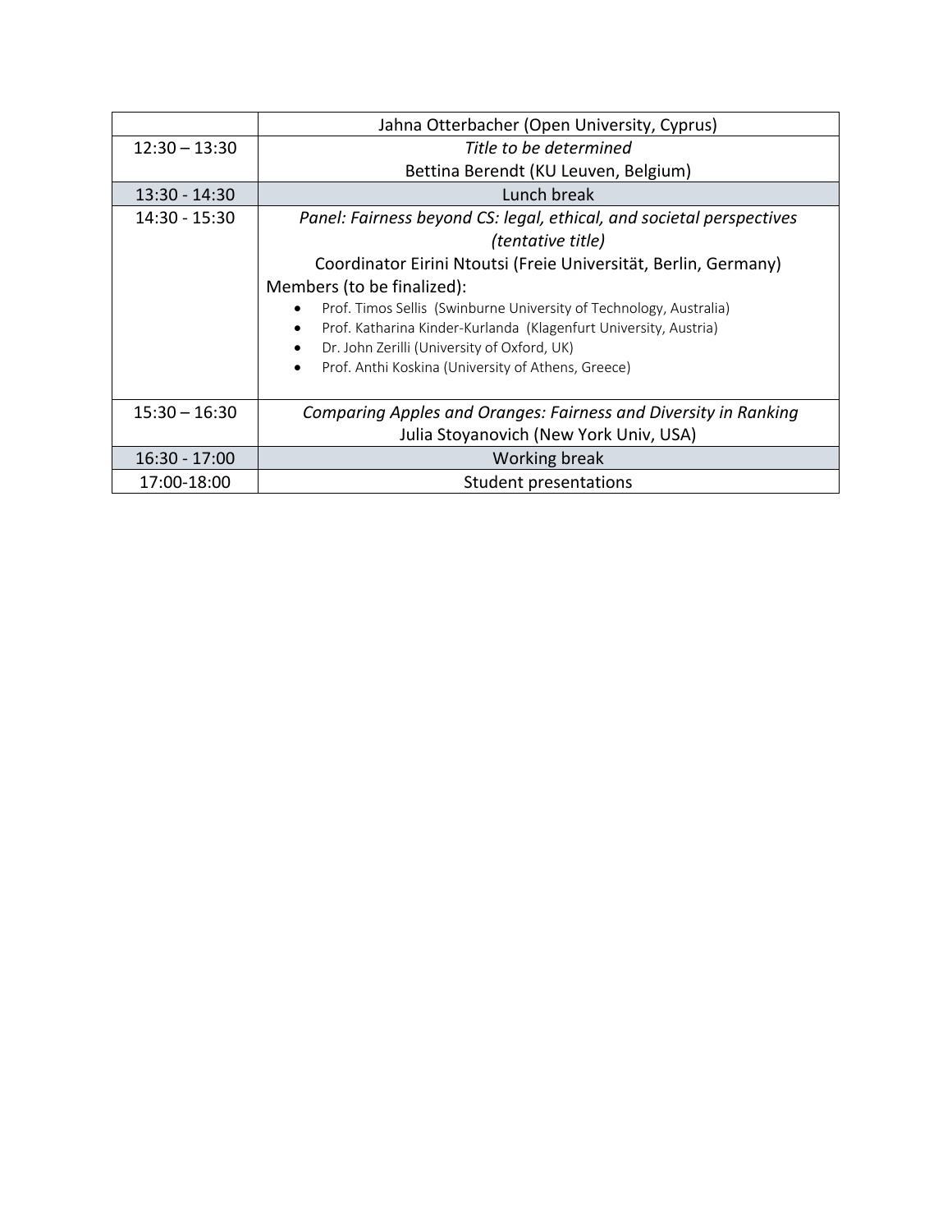| | |
|---|---|
| | Jahna Otterbacher (Open University, Cyprus) |
| 12:30 – 13:30 | *Title to be determined*<br>Bettina Berendt (KU Leuven, Belgium) |
| 13:30 - 14:30 | Lunch break |
| 14:30 - 15:30 | *Panel: Fairness beyond CS: legal, ethical, and societal perspectives (tentative title)*<br>Coordinator Eirini Ntoutsi (Freie Universität, Berlin, Germany)<br>Members (to be finalized):<br>• Prof. Timos Sellis (Swinburne University of Technology, Australia)<br>• Prof. Katharina Kinder-Kurlanda (Klagenfurt University, Austria)<br>• Dr. John Zerilli (University of Oxford, UK)<br>• Prof. Anthi Koskina (University of Athens, Greece) |
| 15:30 – 16:30 | *Comparing Apples and Oranges: Fairness and Diversity in Ranking*<br>Julia Stoyanovich (New York Univ, USA) |
| 16:30 - 17:00 | Working break |
| 17:00-18:00 | Student presentations |